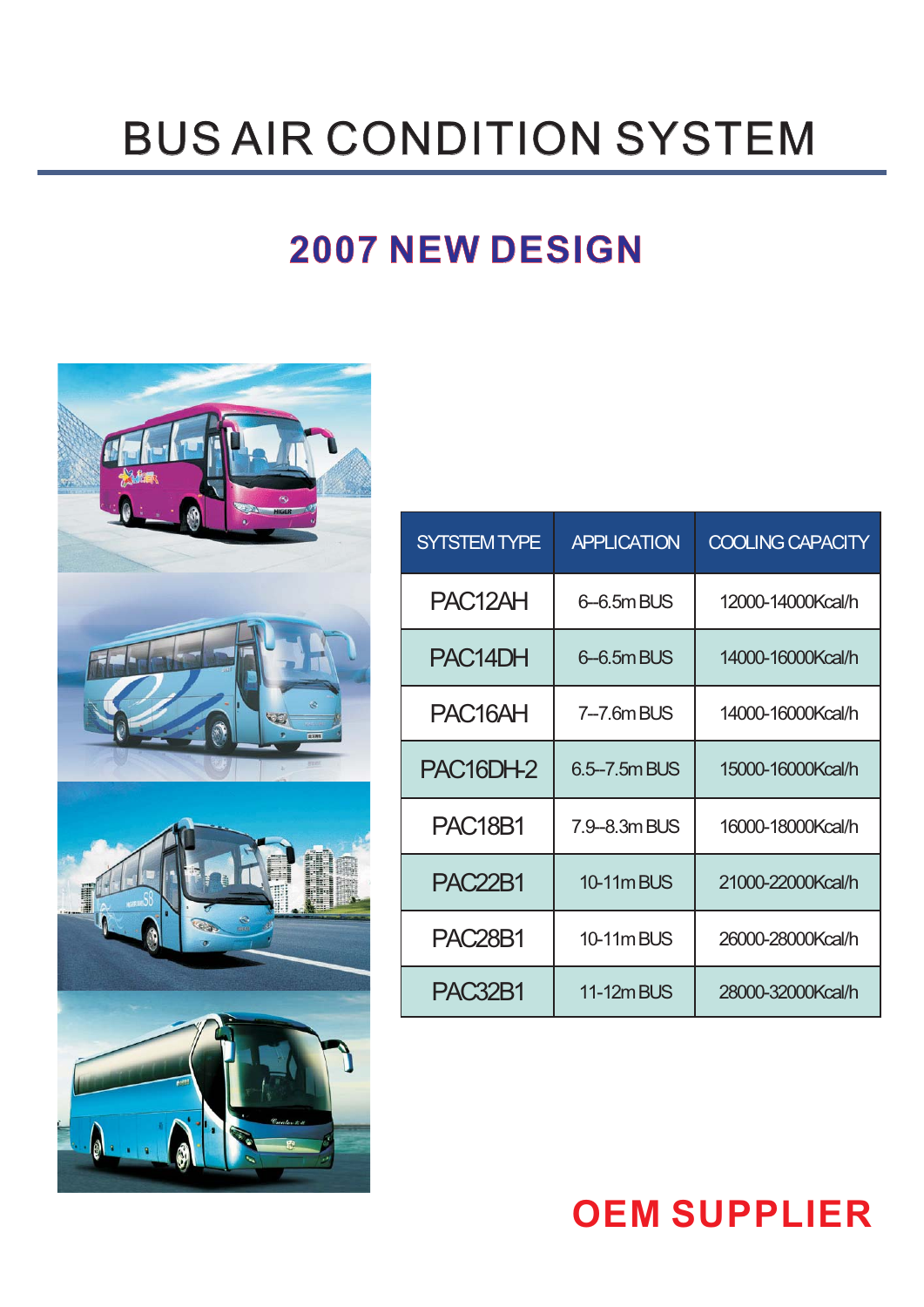# BUS AIR CONDITION SYSTEM

## 2007 NEW DESIGN

| SYTSTEM TYPE | APPLICATION | COOLING CAPACITY |
| --- | --- | --- |
| PAC12AH | 6--6.5m BUS | 12000-14000Kcal/h |
| PAC14DH | 6--6.5m BUS | 14000-16000Kcal/h |
| PAC16AH | 7--7.6m BUS | 14000-16000Kcal/h |
| PAC16DH-2 | 6.5--7.5m BUS | 15000-16000Kcal/h |
| PAC18B1 | 7.9--8.3m BUS | 16000-18000Kcal/h |
| PAC22B1 | 10-11m BUS | 21000-22000Kcal/h |
| PAC28B1 | 10-11m BUS | 26000-28000Kcal/h |
| PAC32B1 | 11-12m BUS | 28000-32000Kcal/h |

**OEM SUPPLIER**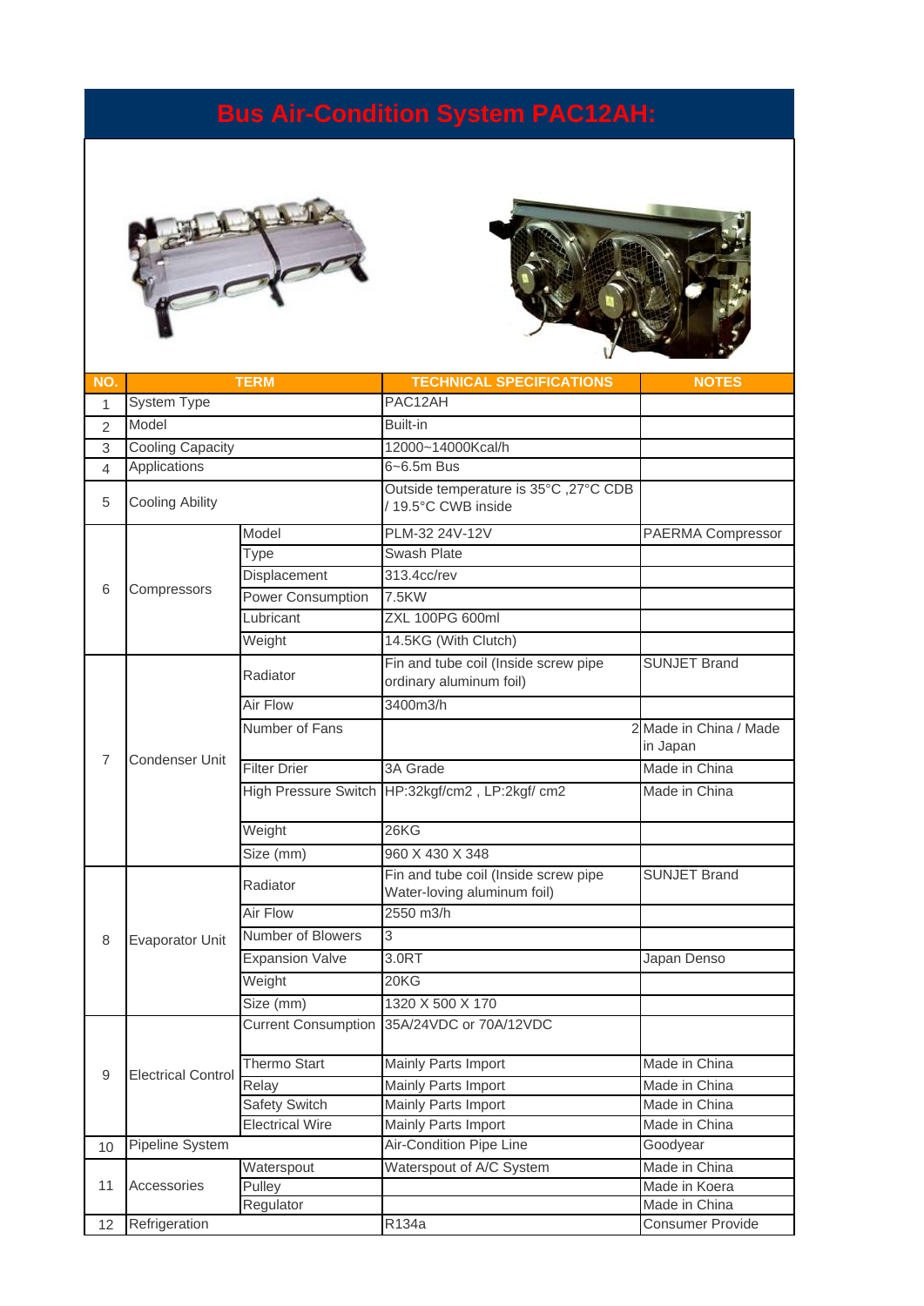# Bus Air-Condition System PAC12AH:

| NO. | TERM | | TECHNICAL SPECIFICATIONS | NOTES |
|---|---|---|---|---|
| 1 | System Type | | PAC12AH | |
| 2 | Model | | Built-in | |
| 3 | Cooling Capacity | | 12000~14000Kcal/h | |
| 4 | Applications | | 6~6.5m Bus | |
| 5 | Cooling Ability | | Outside temperature is 35°C ,27°C CDB / 19.5°C CWB inside | |
| 6 | Compressors | Model | PLM-32 24V-12V | PAERMA Compressor |
| | | Type | Swash Plate | |
| | | Displacement | 313.4cc/rev | |
| | | Power Consumption | 7.5KW | |
| | | Lubricant | ZXL 100PG 600ml | |
| | | Weight | 14.5KG (With Clutch) | |
| 7 | Condenser Unit | Radiator | Fin and tube coil (Inside screw pipe ordinary aluminum foil) | SUNJET Brand |
| | | Air Flow | 3400m3/h | |
| | | Number of Fans | 2 | Made in China / Made in Japan |
| | | Filter Drier | 3A Grade | Made in China |
| | | High Pressure Switch | HP:32kgf/cm2 , LP:2kgf/ cm2 | Made in China |
| | | Weight | 26KG | |
| | | Size (mm) | 960 X 430 X 348 | |
| 8 | Evaporator Unit | Radiator | Fin and tube coil (Inside screw pipe Water-loving aluminum foil) | SUNJET Brand |
| | | Air Flow | 2550 m3/h | |
| | | Number of Blowers | 3 | |
| | | Expansion Valve | 3.0RT | Japan Denso |
| | | Weight | 20KG | |
| | | Size (mm) | 1320 X 500 X 170 | |
| 9 | Electrical Control | Current Consumption | 35A/24VDC or 70A/12VDC | |
| | | Thermo Start | Mainly Parts Import | Made in China |
| | | Relay | Mainly Parts Import | Made in China |
| | | Safety Switch | Mainly Parts Import | Made in China |
| | | Electrical Wire | Mainly Parts Import | Made in China |
| 10 | Pipeline System | | Air-Condition Pipe Line | Goodyear |
| 11 | Accessories | Waterspout | Waterspout of A/C System | Made in China |
| | | Pulley | | Made in Koera |
| | | Regulator | | Made in China |
| 12 | Refrigeration | | R134a | Consumer Provide |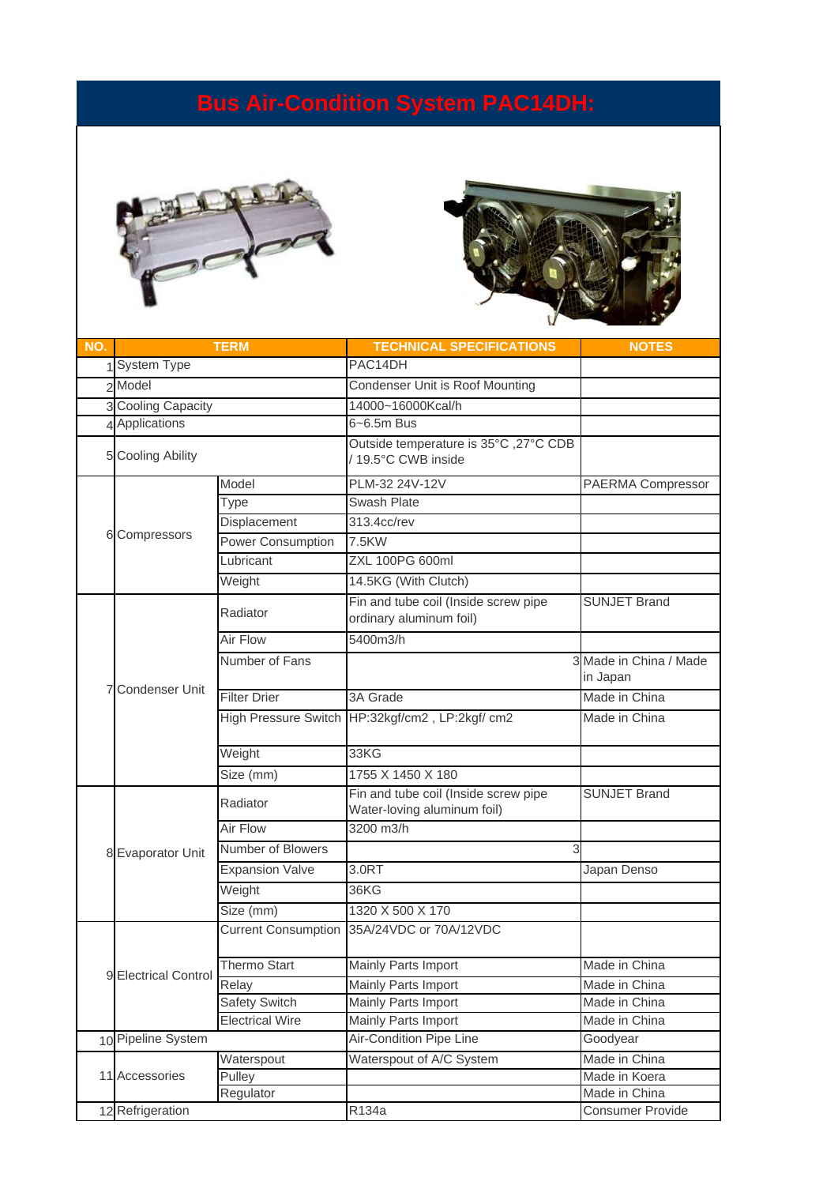# Bus Air-Condition System PAC14DH:

| NO. | TERM | | TECHNICAL SPECIFICATIONS | NOTES |
|---|---|---|---|---|
| 1 | System Type | | PAC14DH | |
| 2 | Model | | Condenser Unit is Roof Mounting | |
| 3 | Cooling Capacity | | 14000~16000Kcal/h | |
| 4 | Applications | | 6~6.5m Bus | |
| 5 | Cooling Ability | | Outside temperature is 35°C ,27°C CDB / 19.5°C CWB inside | |
| 6 | Compressors | Model | PLM-32 24V-12V | PAERMA Compressor |
| | | Type | Swash Plate | |
| | | Displacement | 313.4cc/rev | |
| | | Power Consumption | 7.5KW | |
| | | Lubricant | ZXL 100PG 600ml | |
| | | Weight | 14.5KG (With Clutch) | |
| 7 | Condenser Unit | Radiator | Fin and tube coil (Inside screw pipe ordinary aluminum foil) | SUNJET Brand |
| | | Air Flow | 5400m3/h | |
| | | Number of Fans | 3 | Made in China / Made in Japan |
| | | Filter Drier | 3A Grade | Made in China |
| | | High Pressure Switch | HP:32kgf/cm2 , LP:2kgf/ cm2 | Made in China |
| | | Weight | 33KG | |
| | | Size (mm) | 1755 X 1450 X 180 | |
| 8 | Evaporator Unit | Radiator | Fin and tube coil (Inside screw pipe Water-loving aluminum foil) | SUNJET Brand |
| | | Air Flow | 3200 m3/h | |
| | | Number of Blowers | 3 | |
| | | Expansion Valve | 3.0RT | Japan Denso |
| | | Weight | 36KG | |
| | | Size (mm) | 1320 X 500 X 170 | |
| 9 | Electrical Control | Current Consumption | 35A/24VDC or 70A/12VDC | |
| | | Thermo Start | Mainly Parts Import | Made in China |
| | | Relay | Mainly Parts Import | Made in China |
| | | Safety Switch | Mainly Parts Import | Made in China |
| | | Electrical Wire | Mainly Parts Import | Made in China |
| 10 | Pipeline System | | Air-Condition Pipe Line | Goodyear |
| 11 | Accessories | Waterspout | Waterspout of A/C System | Made in China |
| | | Pulley | | Made in Koera |
| | | Regulator | | Made in China |
| 12 | Refrigeration | | R134a | Consumer Provide |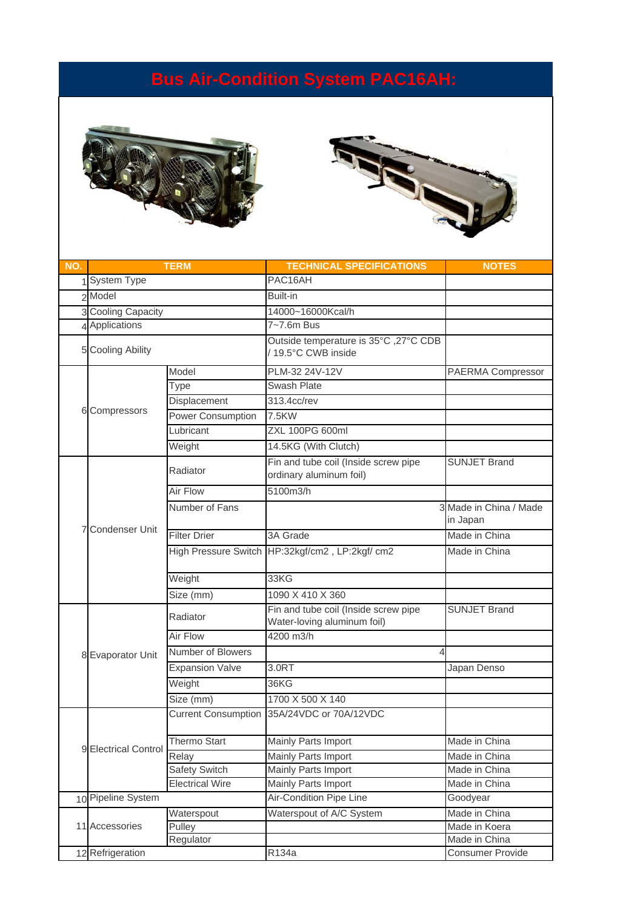# Bus Air-Condition System PAC16AH:

| NO. | TERM | | TECHNICAL SPECIFICATIONS | NOTES |
|---|---|---|---|---|
| 1 | System Type | | PAC16AH | |
| 2 | Model | | Built-in | |
| 3 | Cooling Capacity | | 14000~16000Kcal/h | |
| 4 | Applications | | 7~7.6m Bus | |
| 5 | Cooling Ability | | Outside temperature is 35°C ,27°C CDB / 19.5°C CWB inside | |
| 6 | Compressors | Model | PLM-32 24V-12V | PAERMA Compressor |
| | | Type | Swash Plate | |
| | | Displacement | 313.4cc/rev | |
| | | Power Consumption | 7.5KW | |
| | | Lubricant | ZXL 100PG 600ml | |
| | | Weight | 14.5KG (With Clutch) | |
| 7 | Condenser Unit | Radiator | Fin and tube coil (Inside screw pipe ordinary aluminum foil) | SUNJET Brand |
| | | Air Flow | 5100m3/h | |
| | | Number of Fans | 3 | Made in China / Made in Japan |
| | | Filter Drier | 3A Grade | Made in China |
| | | High Pressure Switch | HP:32kgf/cm2 , LP:2kgf/ cm2 | Made in China |
| | | Weight | 33KG | |
| | | Size (mm) | 1090 X 410 X 360 | |
| 8 | Evaporator Unit | Radiator | Fin and tube coil (Inside screw pipe Water-loving aluminum foil) | SUNJET Brand |
| | | Air Flow | 4200 m3/h | |
| | | Number of Blowers | 4 | |
| | | Expansion Valve | 3.0RT | Japan Denso |
| | | Weight | 36KG | |
| | | Size (mm) | 1700 X 500 X 140 | |
| 9 | Electrical Control | Current Consumption | 35A/24VDC or 70A/12VDC | |
| | | Thermo Start | Mainly Parts Import | Made in China |
| | | Relay | Mainly Parts Import | Made in China |
| | | Safety Switch | Mainly Parts Import | Made in China |
| | | Electrical Wire | Mainly Parts Import | Made in China |
| 10 | Pipeline System | | Air-Condition Pipe Line | Goodyear |
| 11 | Accessories | Waterspout | Waterspout of A/C System | Made in China |
| | | Pulley | | Made in Koera |
| | | Regulator | | Made in China |
| 12 | Refrigeration | | R134a | Consumer Provide |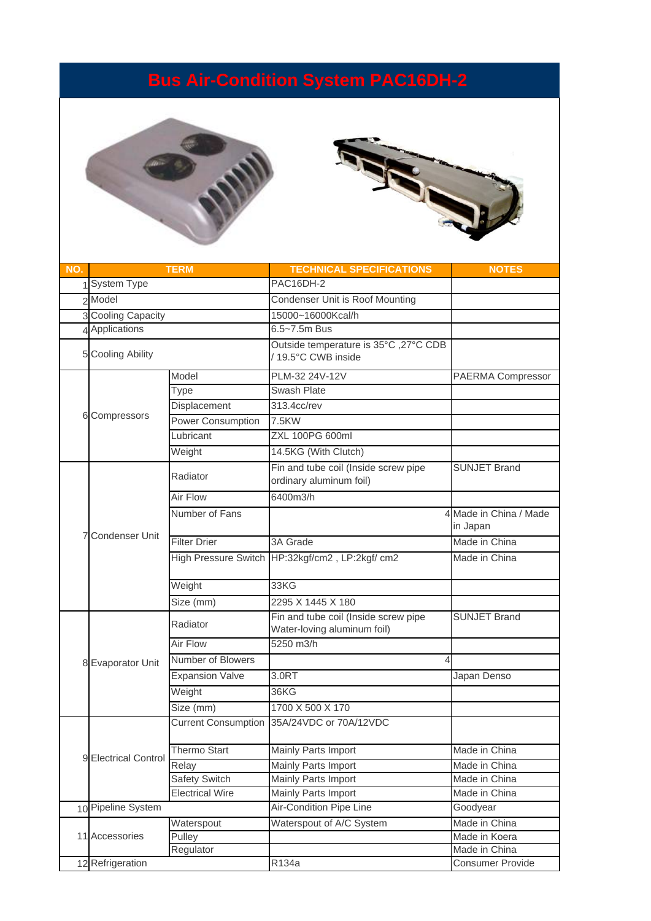# Bus Air-Condition System PAC16DH-2

| NO. | TERM | | TECHNICAL SPECIFICATIONS | NOTES |
|---|---|---|---|---|
| 1 | System Type | | PAC16DH-2 | |
| 2 | Model | | Condenser Unit is Roof Mounting | |
| 3 | Cooling Capacity | | 15000~16000Kcal/h | |
| 4 | Applications | | 6.5~7.5m Bus | |
| 5 | Cooling Ability | | Outside temperature is 35°C ,27°C CDB / 19.5°C CWB inside | |
| 6 | Compressors | Model | PLM-32 24V-12V | PAERMA Compressor |
| | | Type | Swash Plate | |
| | | Displacement | 313.4cc/rev | |
| | | Power Consumption | 7.5KW | |
| | | Lubricant | ZXL 100PG 600ml | |
| | | Weight | 14.5KG (With Clutch) | |
| 7 | Condenser Unit | Radiator | Fin and tube coil (Inside screw pipe ordinary aluminum foil) | SUNJET Brand |
| | | Air Flow | 6400m3/h | |
| | | Number of Fans | 4 | Made in China / Made in Japan |
| | | Filter Drier | 3A Grade | Made in China |
| | | High Pressure Switch | HP:32kgf/cm2 , LP:2kgf/ cm2 | Made in China |
| | | Weight | 33KG | |
| | | Size (mm) | 2295 X 1445 X 180 | |
| 8 | Evaporator Unit | Radiator | Fin and tube coil (Inside screw pipe Water-loving aluminum foil) | SUNJET Brand |
| | | Air Flow | 5250 m3/h | |
| | | Number of Blowers | 4 | |
| | | Expansion Valve | 3.0RT | Japan Denso |
| | | Weight | 36KG | |
| | | Size (mm) | 1700 X 500 X 170 | |
| 9 | Electrical Control | Current Consumption | 35A/24VDC or 70A/12VDC | |
| | | Thermo Start | Mainly Parts Import | Made in China |
| | | Relay | Mainly Parts Import | Made in China |
| | | Safety Switch | Mainly Parts Import | Made in China |
| | | Electrical Wire | Mainly Parts Import | Made in China |
| 10 | Pipeline System | | Air-Condition Pipe Line | Goodyear |
| 11 | Accessories | Waterspout | Waterspout of A/C System | Made in China |
| | | Pulley | | Made in Koera |
| | | Regulator | | Made in China |
| 12 | Refrigeration | | R134a | Consumer Provide |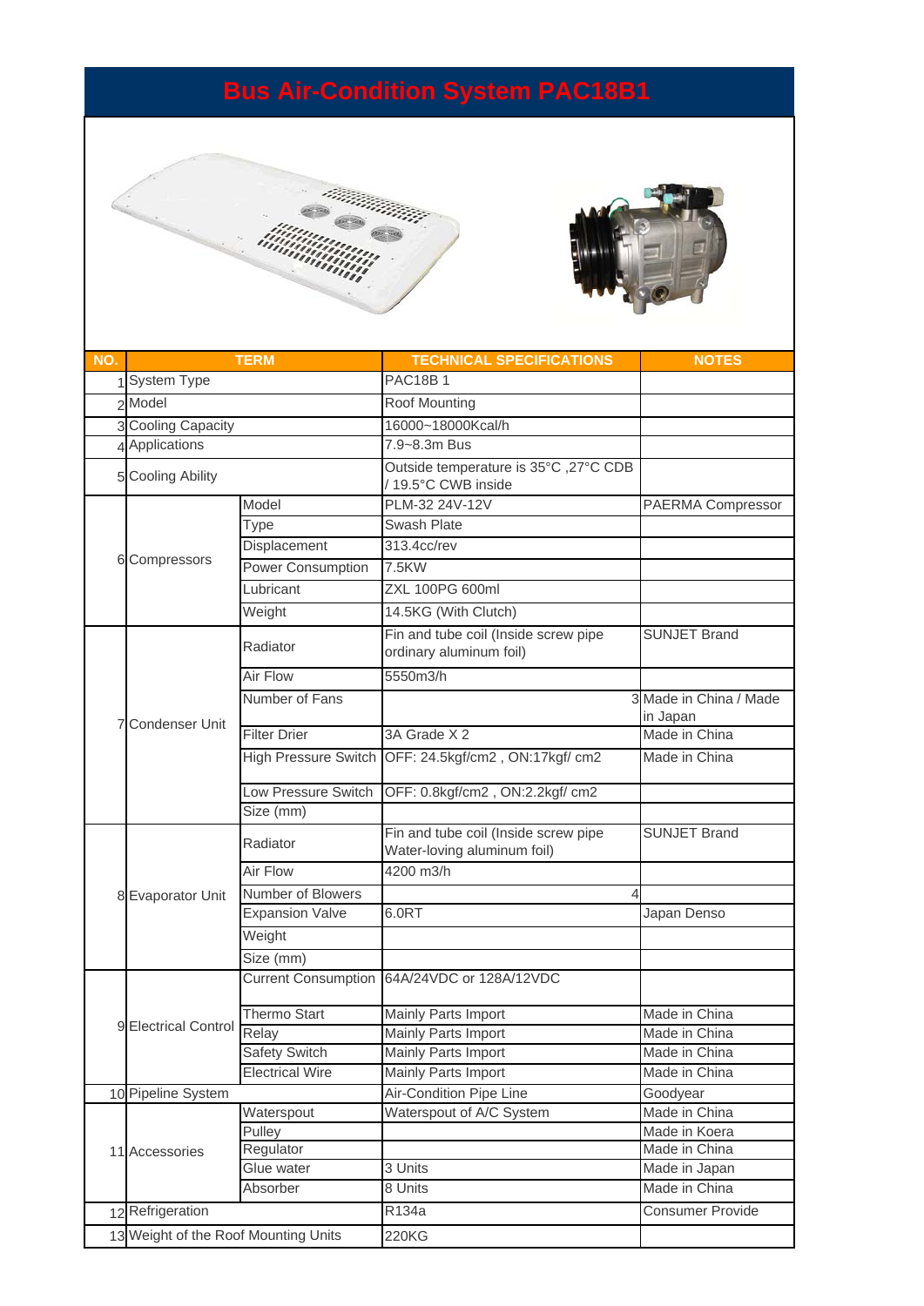# Bus Air-Condition System PAC18B1

| NO. | TERM | | TECHNICAL SPECIFICATIONS | NOTES |
|---|---|---|---|---|
| 1 | System Type | | PAC18B 1 | |
| 2 | Model | | Roof Mounting | |
| 3 | Cooling Capacity | | 16000~18000Kcal/h | |
| 4 | Applications | | 7.9~8.3m Bus | |
| 5 | Cooling Ability | | Outside temperature is 35°C ,27°C CDB / 19.5°C CWB inside | |
| 6 | Compressors | Model | PLM-32 24V-12V | PAERMA Compressor |
| | | Type | Swash Plate | |
| | | Displacement | 313.4cc/rev | |
| | | Power Consumption | 7.5KW | |
| | | Lubricant | ZXL 100PG 600ml | |
| | | Weight | 14.5KG (With Clutch) | |
| 7 | Condenser Unit | Radiator | Fin and tube coil (Inside screw pipe ordinary aluminum foil) | SUNJET Brand |
| | | Air Flow | 5550m3/h | |
| | | Number of Fans | 3 | Made in China / Made in Japan |
| | | Filter Drier | 3A Grade X 2 | Made in China |
| | | High Pressure Switch | OFF: 24.5kgf/cm2 , ON:17kgf/ cm2 | Made in China |
| | | Low Pressure Switch | OFF: 0.8kgf/cm2 , ON:2.2kgf/ cm2 | |
| | | Size (mm) | | |
| 8 | Evaporator Unit | Radiator | Fin and tube coil (Inside screw pipe Water-loving aluminum foil) | SUNJET Brand |
| | | Air Flow | 4200 m3/h | |
| | | Number of Blowers | 4 | |
| | | Expansion Valve | 6.0RT | Japan Denso |
| | | Weight | | |
| | | Size (mm) | | |
| 9 | Electrical Control | Current Consumption | 64A/24VDC or 128A/12VDC | |
| | | Thermo Start | Mainly Parts Import | Made in China |
| | | Relay | Mainly Parts Import | Made in China |
| | | Safety Switch | Mainly Parts Import | Made in China |
| | | Electrical Wire | Mainly Parts Import | Made in China |
| 10 | Pipeline System | | Air-Condition Pipe Line | Goodyear |
| 11 | Accessories | Waterspout | Waterspout of A/C System | Made in China |
| | | Pulley | | Made in Koera |
| | | Regulator | | Made in China |
| | | Glue water | 3 Units | Made in Japan |
| | | Absorber | 8 Units | Made in China |
| 12 | Refrigeration | | R134a | Consumer Provide |
| 13 | Weight of the Roof Mounting Units | | 220KG | |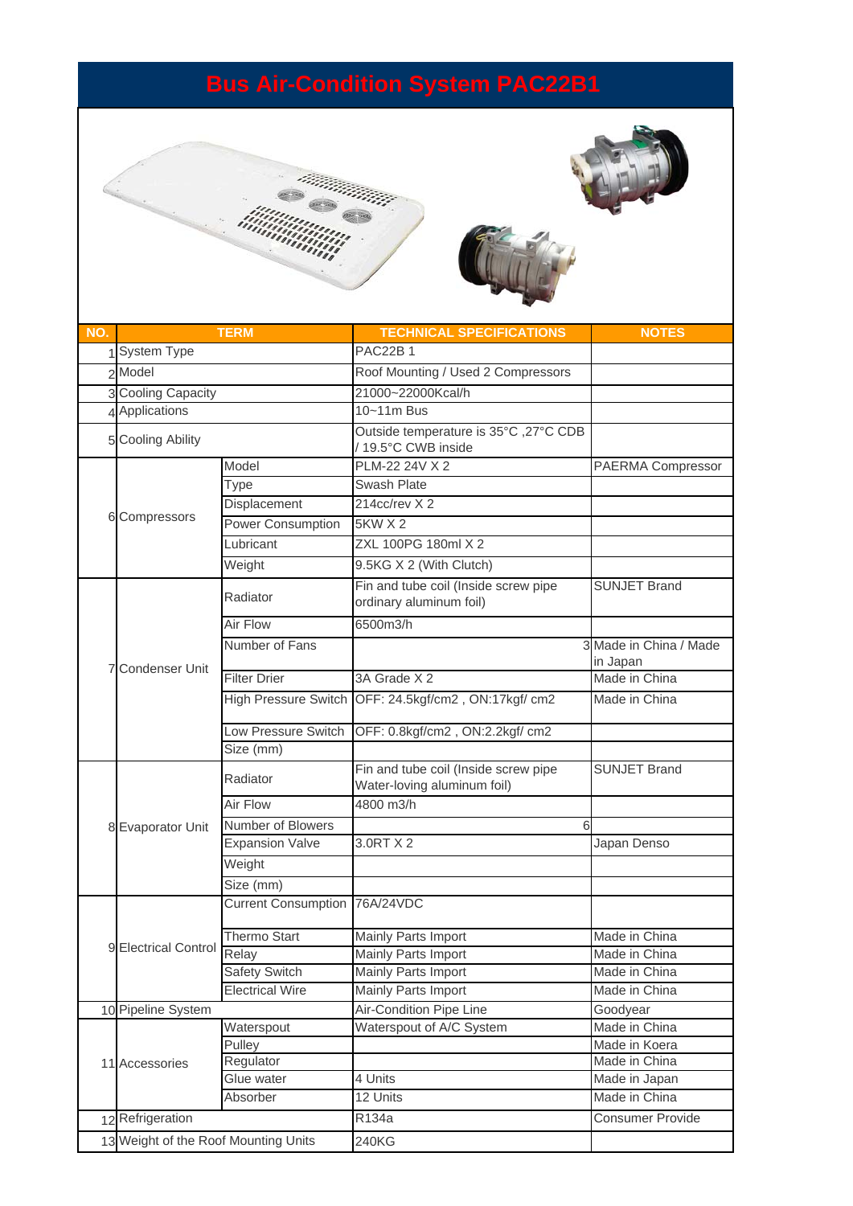# Bus Air-Condition System PAC22B1

| NO. | TERM | | TECHNICAL SPECIFICATIONS | NOTES |
|---|---|---|---|---|
| 1 | System Type | | PAC22B 1 | |
| 2 | Model | | Roof Mounting / Used 2 Compressors | |
| 3 | Cooling Capacity | | 21000~22000Kcal/h | |
| 4 | Applications | | 10~11m Bus | |
| 5 | Cooling Ability | | Outside temperature is 35°C ,27°C CDB / 19.5°C CWB inside | |
| 6 | Compressors | Model | PLM-22 24V X 2 | PAERMA Compressor |
| | | Type | Swash Plate | |
| | | Displacement | 214cc/rev X 2 | |
| | | Power Consumption | 5KW X 2 | |
| | | Lubricant | ZXL 100PG 180ml X 2 | |
| | | Weight | 9.5KG X 2 (With Clutch) | |
| 7 | Condenser Unit | Radiator | Fin and tube coil (Inside screw pipe ordinary aluminum foil) | SUNJET Brand |
| | | Air Flow | 6500m3/h | |
| | | Number of Fans | 3 | Made in China / Made in Japan |
| | | Filter Drier | 3A Grade X 2 | Made in China |
| | | High Pressure Switch | OFF: 24.5kgf/cm2 , ON:17kgf/ cm2 | Made in China |
| | | Low Pressure Switch | OFF: 0.8kgf/cm2 , ON:2.2kgf/ cm2 | |
| | | Size (mm) | | |
| 8 | Evaporator Unit | Radiator | Fin and tube coil (Inside screw pipe Water-loving aluminum foil) | SUNJET Brand |
| | | Air Flow | 4800 m3/h | |
| | | Number of Blowers | 6 | |
| | | Expansion Valve | 3.0RT X 2 | Japan Denso |
| | | Weight | | |
| | | Size (mm) | | |
| 9 | Electrical Control | Current Consumption | 76A/24VDC | |
| | | Thermo Start | Mainly Parts Import | Made in China |
| | | Relay | Mainly Parts Import | Made in China |
| | | Safety Switch | Mainly Parts Import | Made in China |
| | | Electrical Wire | Mainly Parts Import | Made in China |
| 10 | Pipeline System | | Air-Condition Pipe Line | Goodyear |
| 11 | Accessories | Waterspout | Waterspout of A/C System | Made in China |
| | | Pulley | | Made in Koera |
| | | Regulator | | Made in China |
| | | Glue water | 4 Units | Made in Japan |
| | | Absorber | 12 Units | Made in China |
| 12 | Refrigeration | | R134a | Consumer Provide |
| 13 | Weight of the Roof Mounting Units | | 240KG | |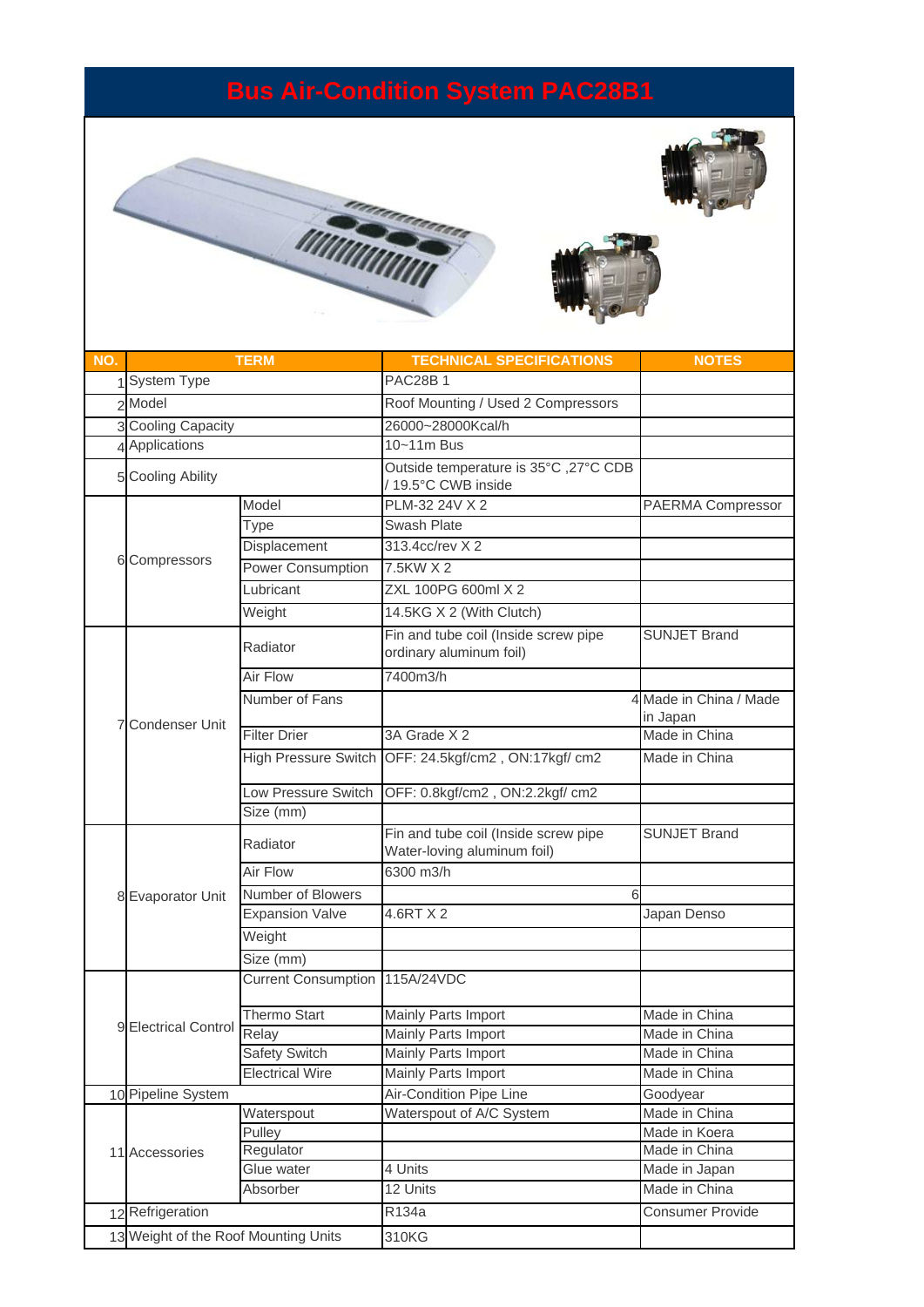# Bus Air-Condition System PAC28B1

| NO. | TERM | | TECHNICAL SPECIFICATIONS | NOTES |
|---|---|---|---|---|
| 1 | System Type | | PAC28B 1 | |
| 2 | Model | | Roof Mounting / Used 2 Compressors | |
| 3 | Cooling Capacity | | 26000~28000Kcal/h | |
| 4 | Applications | | 10~11m Bus | |
| 5 | Cooling Ability | | Outside temperature is 35°C ,27°C CDB / 19.5°C CWB inside | |
| 6 | Compressors | Model | PLM-32 24V X 2 | PAERMA Compressor |
| | | Type | Swash Plate | |
| | | Displacement | 313.4cc/rev X 2 | |
| | | Power Consumption | 7.5KW X 2 | |
| | | Lubricant | ZXL 100PG 600ml X 2 | |
| | | Weight | 14.5KG X 2 (With Clutch) | |
| 7 | Condenser Unit | Radiator | Fin and tube coil (Inside screw pipe ordinary aluminum foil) | SUNJET Brand |
| | | Air Flow | 7400m3/h | |
| | | Number of Fans | 4 | Made in China / Made in Japan |
| | | Filter Drier | 3A Grade X 2 | Made in China |
| | | High Pressure Switch | OFF: 24.5kgf/cm2 , ON:17kgf/ cm2 | Made in China |
| | | Low Pressure Switch | OFF: 0.8kgf/cm2 , ON:2.2kgf/ cm2 | |
| | | Size (mm) | | |
| 8 | Evaporator Unit | Radiator | Fin and tube coil (Inside screw pipe Water-loving aluminum foil) | SUNJET Brand |
| | | Air Flow | 6300 m3/h | |
| | | Number of Blowers | 6 | |
| | | Expansion Valve | 4.6RT X 2 | Japan Denso |
| | | Weight | | |
| | | Size (mm) | | |
| 9 | Electrical Control | Current Consumption | 115A/24VDC | |
| | | Thermo Start | Mainly Parts Import | Made in China |
| | | Relay | Mainly Parts Import | Made in China |
| | | Safety Switch | Mainly Parts Import | Made in China |
| | | Electrical Wire | Mainly Parts Import | Made in China |
| 10 | Pipeline System | | Air-Condition Pipe Line | Goodyear |
| 11 | Accessories | Waterspout | Waterspout of A/C System | Made in China |
| | | Pulley | | Made in Koera |
| | | Regulator | | Made in China |
| | | Glue water | 4 Units | Made in Japan |
| | | Absorber | 12 Units | Made in China |
| 12 | Refrigeration | | R134a | Consumer Provide |
| 13 | Weight of the Roof Mounting Units | | 310KG | |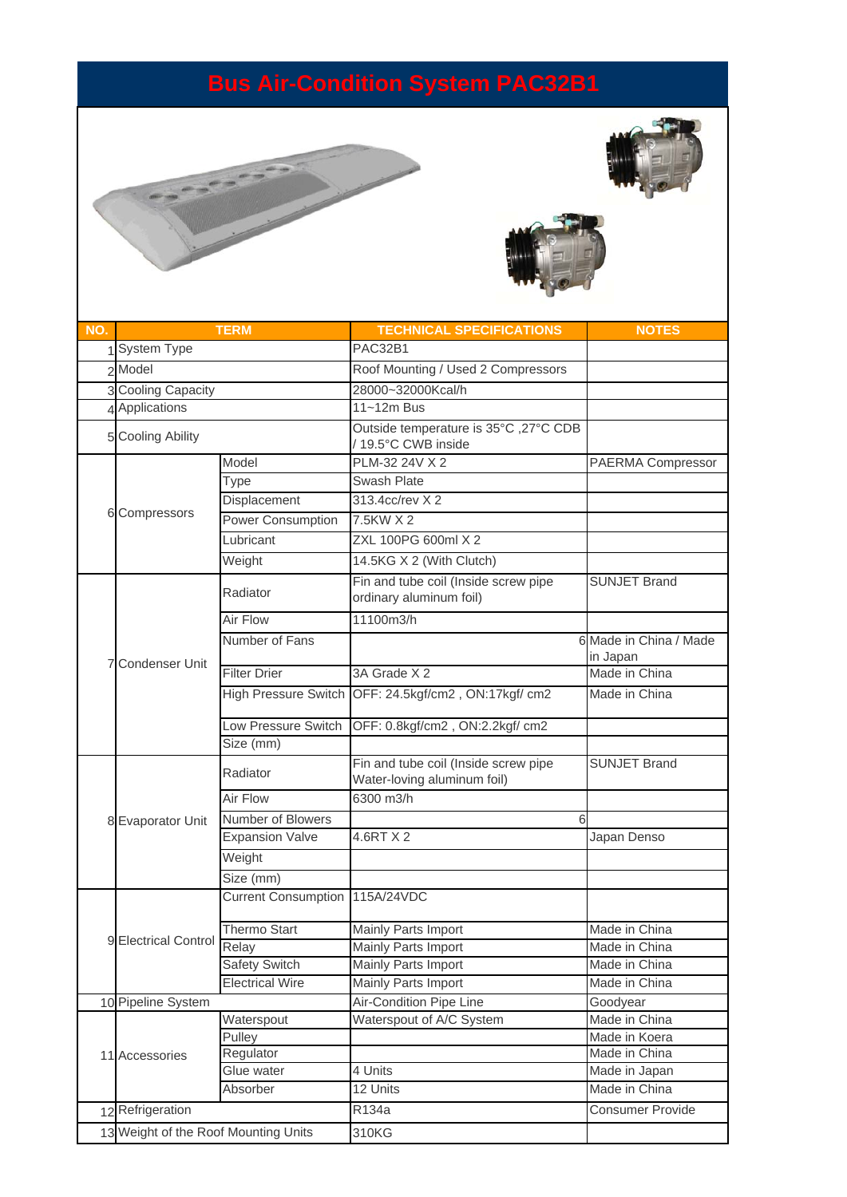# Bus Air-Condition System PAC32B1

| NO. | TERM | | TECHNICAL SPECIFICATIONS | NOTES |
|---|---|---|---|---|
| 1 | System Type | | PAC32B1 | |
| 2 | Model | | Roof Mounting / Used 2 Compressors | |
| 3 | Cooling Capacity | | 28000~32000Kcal/h | |
| 4 | Applications | | 11~12m Bus | |
| 5 | Cooling Ability | | Outside temperature is 35°C ,27°C CDB / 19.5°C CWB inside | |
| 6 | Compressors | Model | PLM-32 24V X 2 | PAERMA Compressor |
| | | Type | Swash Plate | |
| | | Displacement | 313.4cc/rev X 2 | |
| | | Power Consumption | 7.5KW X 2 | |
| | | Lubricant | ZXL 100PG 600ml X 2 | |
| | | Weight | 14.5KG X 2 (With Clutch) | |
| 7 | Condenser Unit | Radiator | Fin and tube coil (Inside screw pipe ordinary aluminum foil) | SUNJET Brand |
| | | Air Flow | 11100m3/h | |
| | | Number of Fans | 6 | Made in China / Made in Japan |
| | | Filter Drier | 3A Grade X 2 | Made in China |
| | | High Pressure Switch | OFF: 24.5kgf/cm2 , ON:17kgf/ cm2 | Made in China |
| | | Low Pressure Switch | OFF: 0.8kgf/cm2 , ON:2.2kgf/ cm2 | |
| | | Size (mm) | | |
| 8 | Evaporator Unit | Radiator | Fin and tube coil (Inside screw pipe Water-loving aluminum foil) | SUNJET Brand |
| | | Air Flow | 6300 m3/h | |
| | | Number of Blowers | 6 | |
| | | Expansion Valve | 4.6RT X 2 | Japan Denso |
| | | Weight | | |
| | | Size (mm) | | |
| 9 | Electrical Control | Current Consumption | 115A/24VDC | |
| | | Thermo Start | Mainly Parts Import | Made in China |
| | | Relay | Mainly Parts Import | Made in China |
| | | Safety Switch | Mainly Parts Import | Made in China |
| | | Electrical Wire | Mainly Parts Import | Made in China |
| 10 | Pipeline System | | Air-Condition Pipe Line | Goodyear |
| 11 | Accessories | Waterspout | Waterspout of A/C System | Made in China |
| | | Pulley | | Made in Koera |
| | | Regulator | | Made in China |
| | | Glue water | 4 Units | Made in Japan |
| | | Absorber | 12 Units | Made in China |
| 12 | Refrigeration | | R134a | Consumer Provide |
| 13 | Weight of the Roof Mounting Units | | 310KG | |